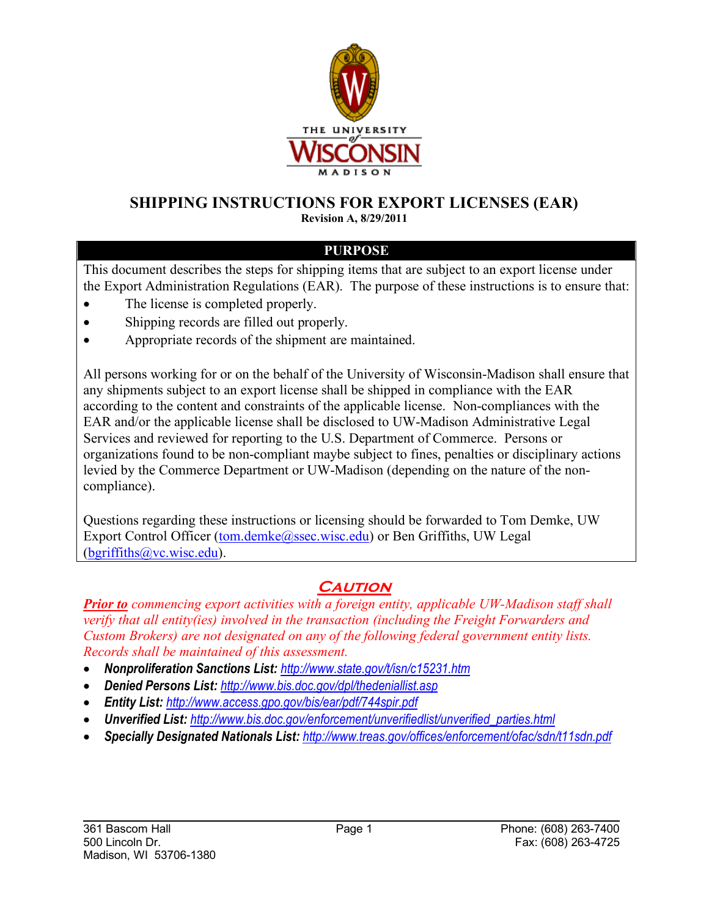# SHIPPING INSTRUCTIONS FOR EXPORT LICENSES (EAR)

**Revision A, 8/29/2011**

## PURPOSE

This document describes the steps for shipping items that are subject to an export license under the Export Administration Regulations (EAR). The purpose of these instructions is to ensure that:

- The license is completed properly.
- Shipping records are filled out properly.
- Appropriate records of the shipment are maintained.

All persons working for or on the behalf of the University of Wisconsin-Madison shall ensure that any shipments subject to an export license shall be shipped in compliance with the EAR according to the content and constraints of the applicable license. Non-compliances with the EAR and/or the applicable license shall be disclosed to UW-Madison Administrative Legal Services and reviewed for reporting to the U.S. Department of Commerce. Persons or organizations found to be non-compliant maybe subject to fines, penalties or disciplinary actions levied by the Commerce Department or UW-Madison (depending on the nature of the non-compliance).

Questions regarding these instructions or licensing should be forwarded to Tom Demke, UW Export Control Officer (tom.demke@ssec.wisc.edu) or Ben Griffiths, UW Legal (bgriffiths@vc.wisc.edu).

## CAUTION

***Prior to*** *commencing export activities with a foreign entity, applicable UW-Madison staff shall verify that all entity(ies) involved in the transaction (including the Freight Forwarders and Custom Brokers) are not designated on any of the following federal government entity lists. Records shall be maintained of this assessment.*

- ***Nonproliferation Sanctions List:*** http://www.state.gov/t/isn/c15231.htm
- ***Denied Persons List:*** http://www.bis.doc.gov/dpl/thedeniallist.asp
- ***Entity List:*** http://www.access.gpo.gov/bis/ear/pdf/744spir.pdf
- ***Unverified List:*** http://www.bis.doc.gov/enforcement/unverifiedlist/unverified_parties.html
- ***Specially Designated Nationals List:*** http://www.treas.gov/offices/enforcement/ofac/sdn/t11sdn.pdf

361 Bascom Hall
500 Lincoln Dr.
Madison, WI 53706-1380

Phone: (608) 263-7400
Fax: (608) 263-4725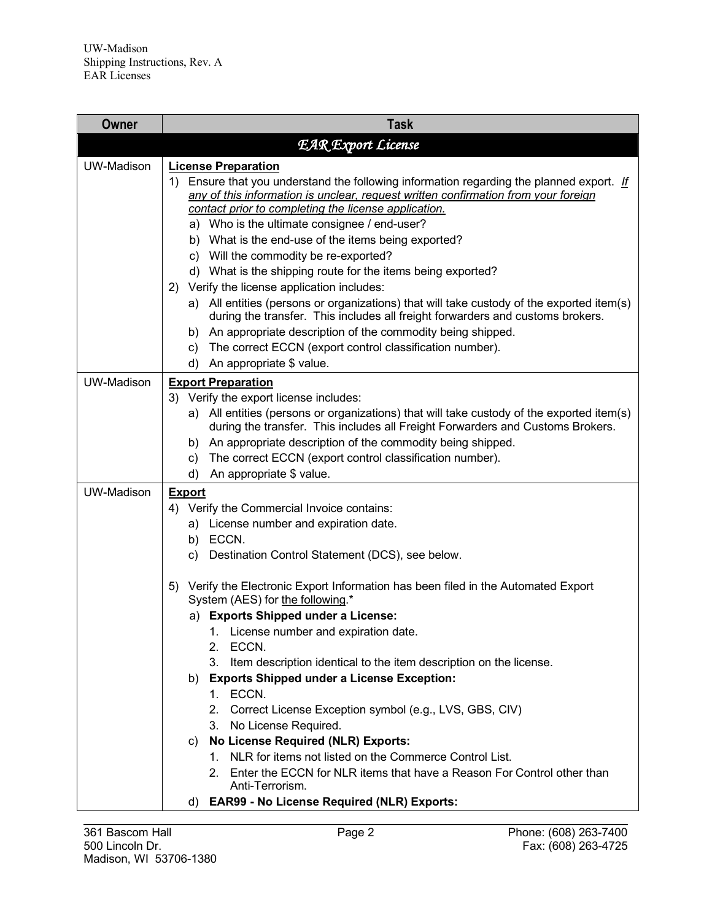| Owner | Task |
| --- | --- |
| | ***EAR Export License*** |
| UW-Madison | **License Preparation**<br>1) Ensure that you understand the following information regarding the planned export. *If any of this information is unclear, request written confirmation from your foreign contact prior to completing the license application.*<br>a) Who is the ultimate consignee / end-user?<br>b) What is the end-use of the items being exported?<br>c) Will the commodity be re-exported?<br>d) What is the shipping route for the items being exported?<br>2) Verify the license application includes:<br>a) All entities (persons or organizations) that will take custody of the exported item(s) during the transfer. This includes all freight forwarders and customs brokers.<br>b) An appropriate description of the commodity being shipped.<br>c) The correct ECCN (export control classification number).<br>d) An appropriate $ value. |
| UW-Madison | **Export Preparation**<br>3) Verify the export license includes:<br>a) All entities (persons or organizations) that will take custody of the exported item(s) during the transfer. This includes all Freight Forwarders and Customs Brokers.<br>b) An appropriate description of the commodity being shipped.<br>c) The correct ECCN (export control classification number).<br>d) An appropriate $ value. |
| UW-Madison | **Export**<br>4) Verify the Commercial Invoice contains:<br>a) License number and expiration date.<br>b) ECCN.<br>c) Destination Control Statement (DCS), see below.<br><br>5) Verify the Electronic Export Information has been filed in the Automated Export System (AES) for the following.*<br>a) **Exports Shipped under a License:**<br>1. License number and expiration date.<br>2. ECCN.<br>3. Item description identical to the item description on the license.<br>b) **Exports Shipped under a License Exception:**<br>1. ECCN.<br>2. Correct License Exception symbol (e.g., LVS, GBS, CIV)<br>3. No License Required.<br>c) **No License Required (NLR) Exports:**<br>1. NLR for items not listed on the Commerce Control List.<br>2. Enter the ECCN for NLR items that have a Reason For Control other than Anti-Terrorism.<br>d) **EAR99 - No License Required (NLR) Exports:** |

361 Bascom Hall
500 Lincoln Dr.
Madison, WI 53706-1380

Phone: (608) 263-7400
Fax: (608) 263-4725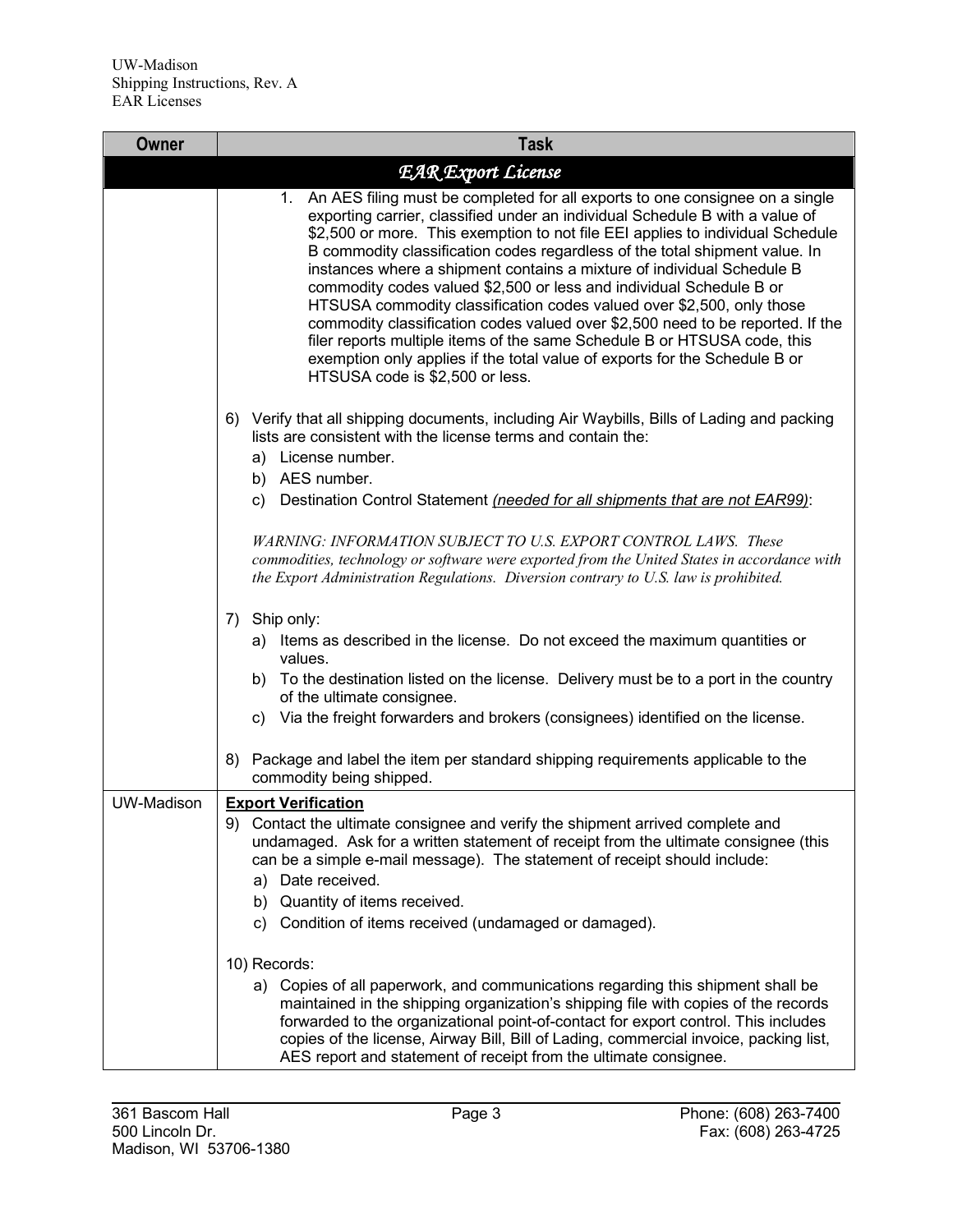| Owner | Task |
| --- | --- |
| | ***EAR Export License*** |
| | 1. An AES filing must be completed for all exports to one consignee on a single exporting carrier, classified under an individual Schedule B with a value of $2,500 or more. This exemption to not file EEI applies to individual Schedule B commodity classification codes regardless of the total shipment value. In instances where a shipment contains a mixture of individual Schedule B commodity codes valued $2,500 or less and individual Schedule B or HTSUSA commodity classification codes valued over $2,500, only those commodity classification codes valued over $2,500 need to be reported. If the filer reports multiple items of the same Schedule B or HTSUSA code, this exemption only applies if the total value of exports for the Schedule B or HTSUSA code is $2,500 or less.<br><br>6) Verify that all shipping documents, including Air Waybills, Bills of Lading and packing lists are consistent with the license terms and contain the:<br>a) License number.<br>b) AES number.<br>c) Destination Control Statement *<u>(needed for all shipments that are not EAR99)</u>*:<br><br>*WARNING: INFORMATION SUBJECT TO U.S. EXPORT CONTROL LAWS. These commodities, technology or software were exported from the United States in accordance with the Export Administration Regulations. Diversion contrary to U.S. law is prohibited.*<br><br>7) Ship only:<br>a) Items as described in the license. Do not exceed the maximum quantities or values.<br>b) To the destination listed on the license. Delivery must be to a port in the country of the ultimate consignee.<br>c) Via the freight forwarders and brokers (consignees) identified on the license.<br><br>8) Package and label the item per standard shipping requirements applicable to the commodity being shipped. |
| UW-Madison | **<u>Export Verification</u>**<br>9) Contact the ultimate consignee and verify the shipment arrived complete and undamaged. Ask for a written statement of receipt from the ultimate consignee (this can be a simple e-mail message). The statement of receipt should include:<br>a) Date received.<br>b) Quantity of items received.<br>c) Condition of items received (undamaged or damaged).<br><br>10) Records:<br>a) Copies of all paperwork, and communications regarding this shipment shall be maintained in the shipping organization's shipping file with copies of the records forwarded to the organizational point-of-contact for export control. This includes copies of the license, Airway Bill, Bill of Lading, commercial invoice, packing list, AES report and statement of receipt from the ultimate consignee. |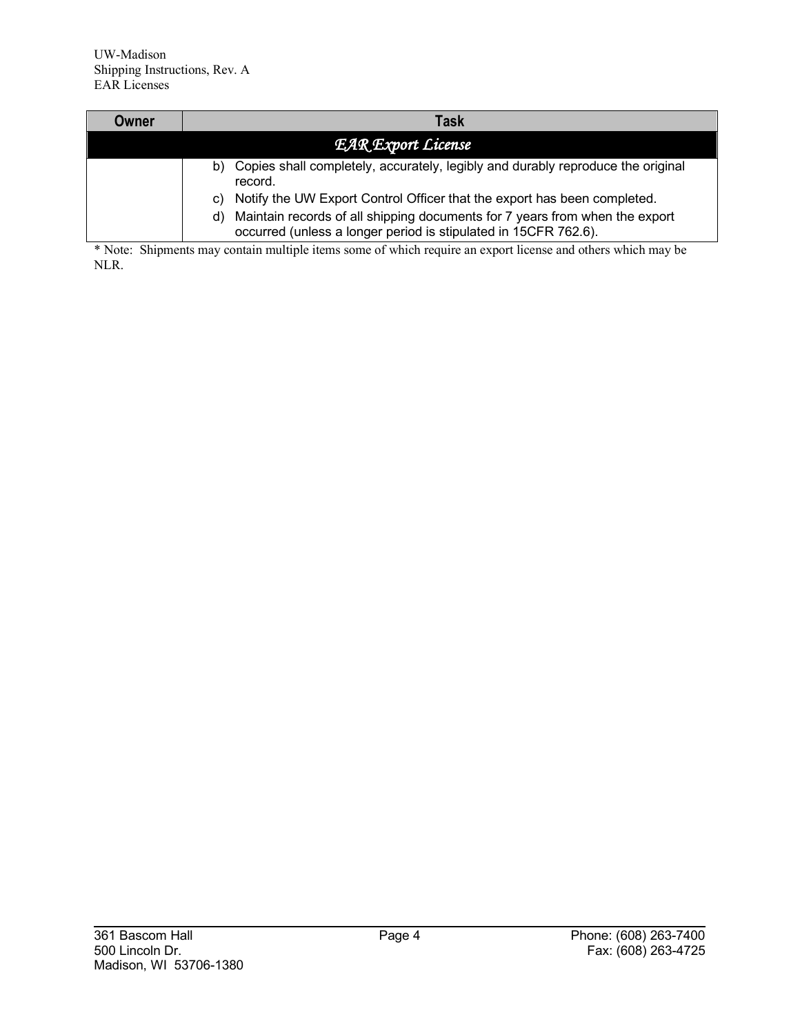| Owner | Task |
|---|---|
| | ***EAR Export License*** |
| | b) Copies shall completely, accurately, legibly and durably reproduce the original record.<br>c) Notify the UW Export Control Officer that the export has been completed.<br>d) Maintain records of all shipping documents for 7 years from when the export occurred (unless a longer period is stipulated in 15CFR 762.6). |

* Note: Shipments may contain multiple items some of which require an export license and others which may be NLR.